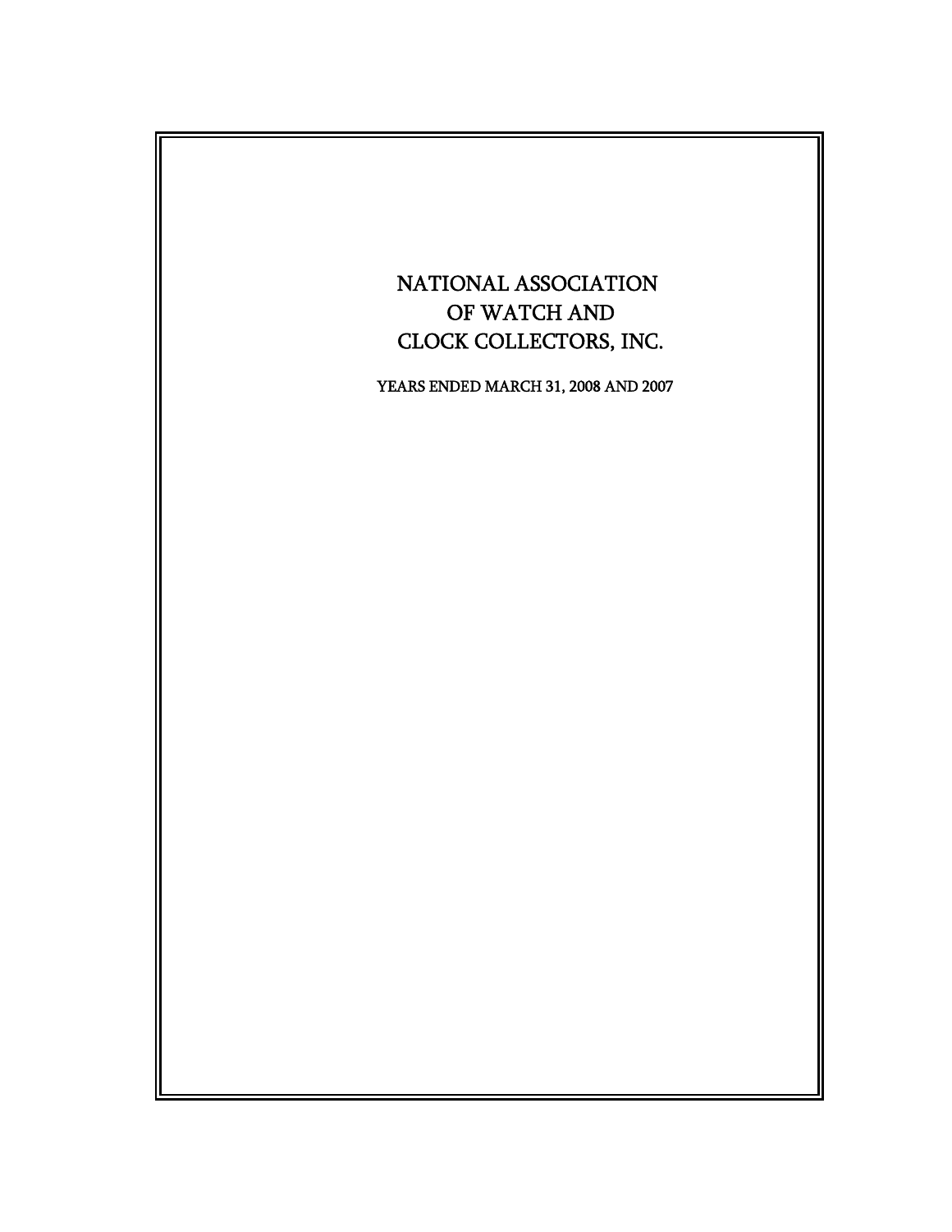# NATIONAL ASSOCIATION OF WATCH AND CLOCK COLLECTORS, INC.

YEARS ENDED MARCH 31, 2008 AND 2007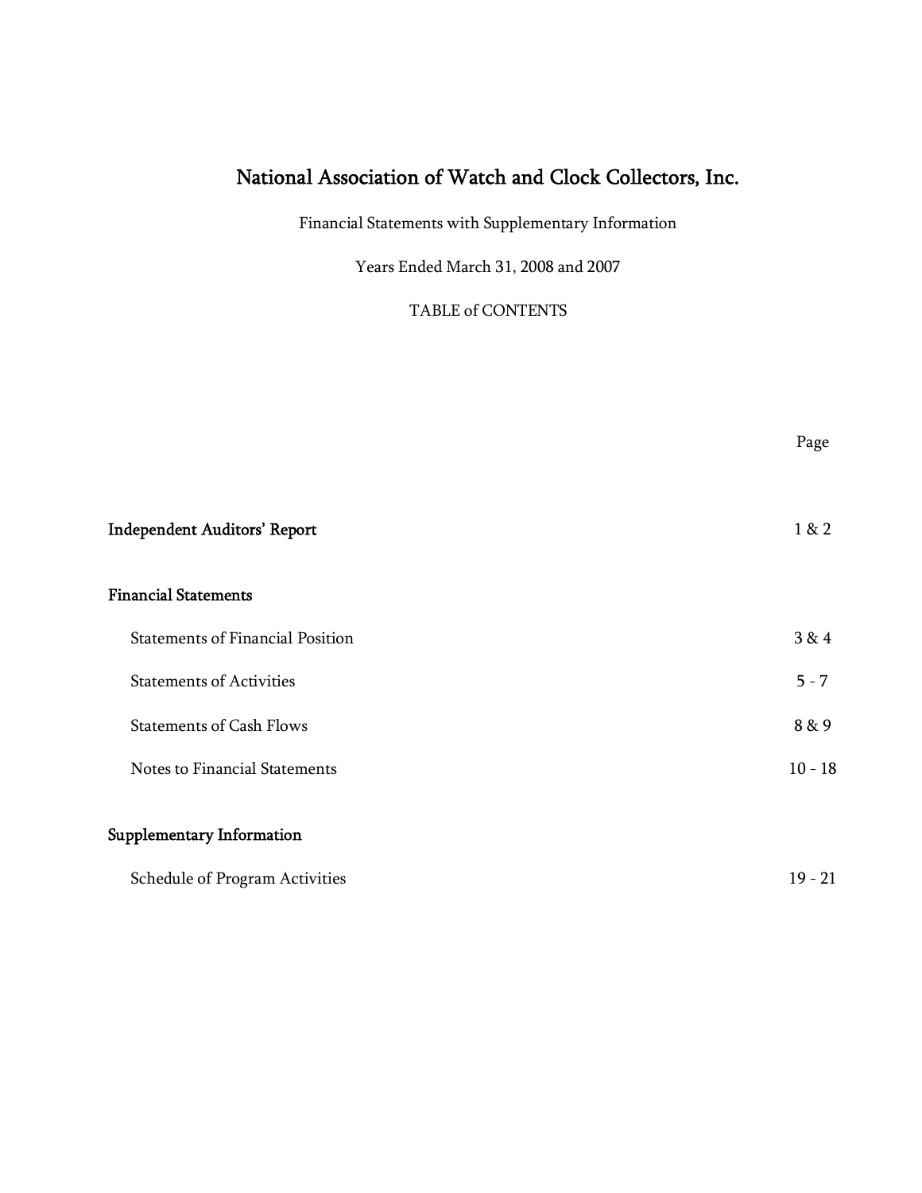# National Association of Watch and Clock Collectors, Inc.

Financial Statements with Supplementary Information

Years Ended March 31, 2008 and 2007

TABLE of CONTENTS

| | Page |
|---|---|
| **Independent Auditors' Report** | 1 & 2 |
| **Financial Statements** | |
| Statements of Financial Position | 3 & 4 |
| Statements of Activities | 5 - 7 |
| Statements of Cash Flows | 8 & 9 |
| Notes to Financial Statements | 10 - 18 |
| **Supplementary Information** | |
| Schedule of Program Activities | 19 - 21 |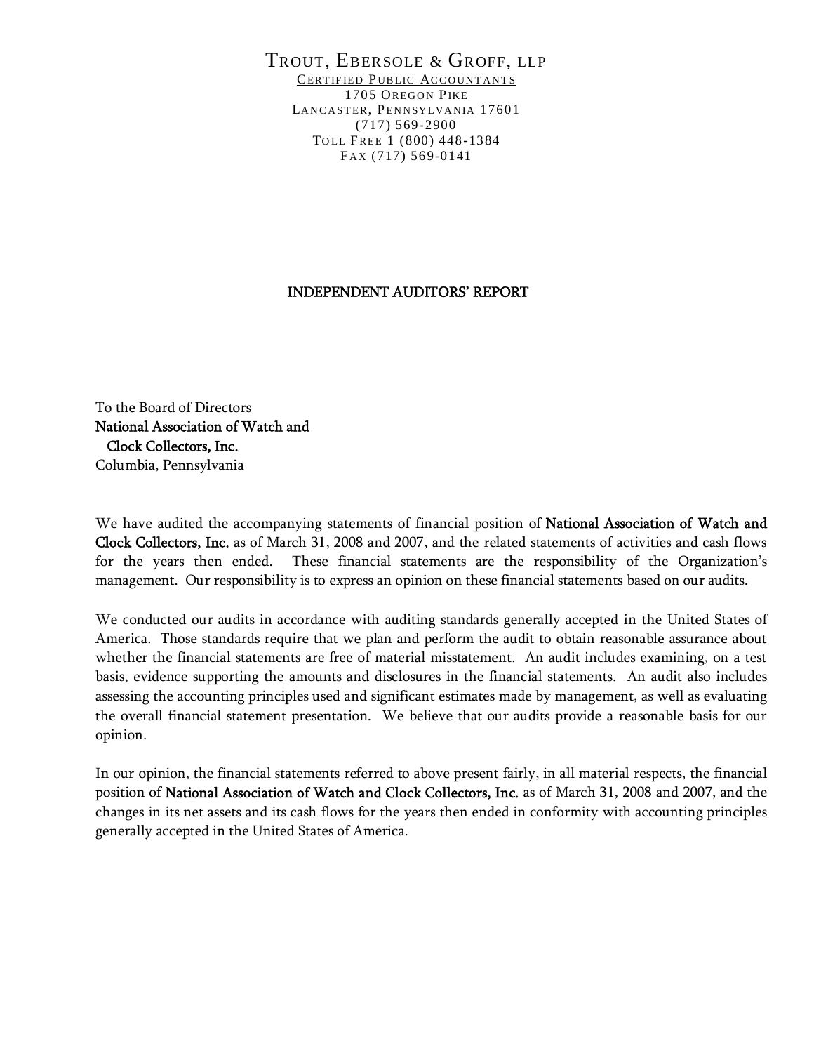TROUT, EBERSOLE & GROFF, LLP

CERTIFIED PUBLIC ACCOUNTANTS

1705 OREGON PIKE

LANCASTER, PENNSYLVANIA 17601

(717) 569-2900

TOLL FREE 1 (800) 448-1384

FAX (717) 569-0141

# INDEPENDENT AUDITORS' REPORT

To the Board of Directors
**National Association of Watch and Clock Collectors, Inc.**
Columbia, Pennsylvania

We have audited the accompanying statements of financial position of **National Association of Watch and Clock Collectors, Inc.** as of March 31, 2008 and 2007, and the related statements of activities and cash flows for the years then ended. These financial statements are the responsibility of the Organization's management. Our responsibility is to express an opinion on these financial statements based on our audits.

We conducted our audits in accordance with auditing standards generally accepted in the United States of America. Those standards require that we plan and perform the audit to obtain reasonable assurance about whether the financial statements are free of material misstatement. An audit includes examining, on a test basis, evidence supporting the amounts and disclosures in the financial statements. An audit also includes assessing the accounting principles used and significant estimates made by management, as well as evaluating the overall financial statement presentation. We believe that our audits provide a reasonable basis for our opinion.

In our opinion, the financial statements referred to above present fairly, in all material respects, the financial position of **National Association of Watch and Clock Collectors, Inc.** as of March 31, 2008 and 2007, and the changes in its net assets and its cash flows for the years then ended in conformity with accounting principles generally accepted in the United States of America.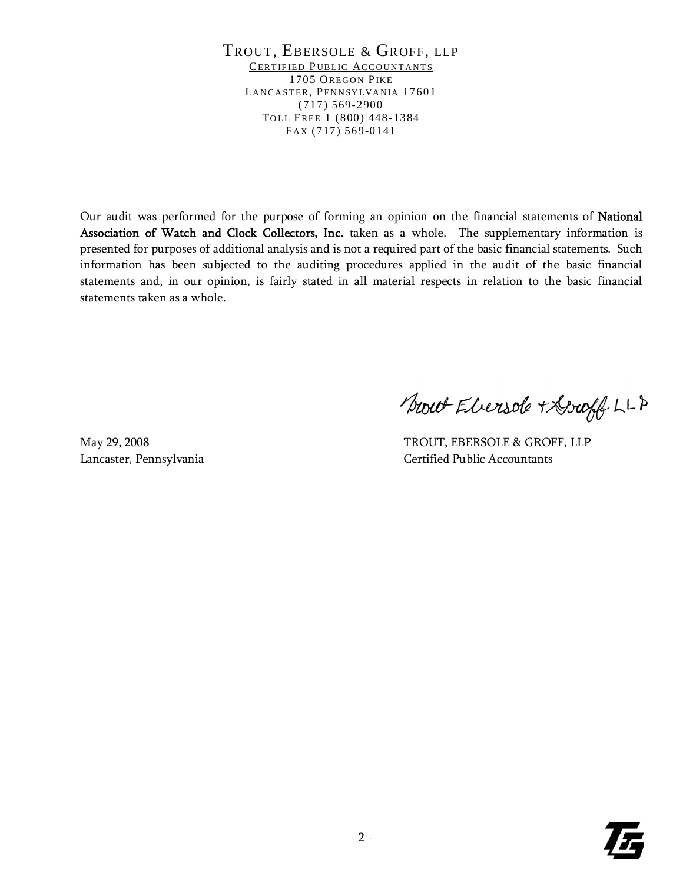TROUT, EBERSOLE & GROFF, LLP
CERTIFIED PUBLIC ACCOUNTANTS
1705 OREGON PIKE
LANCASTER, PENNSYLVANIA 17601
(717) 569-2900
TOLL FREE 1 (800) 448-1384
FAX (717) 569-0141

Our audit was performed for the purpose of forming an opinion on the financial statements of National Association of Watch and Clock Collectors, Inc. taken as a whole. The supplementary information is presented for purposes of additional analysis and is not a required part of the basic financial statements. Such information has been subjected to the auditing procedures applied in the audit of the basic financial statements and, in our opinion, is fairly stated in all material respects in relation to the basic financial statements taken as a whole.

Trout Ebersole & Groff LLP

May 29, 2008
Lancaster, Pennsylvania

TROUT, EBERSOLE & GROFF, LLP
Certified Public Accountants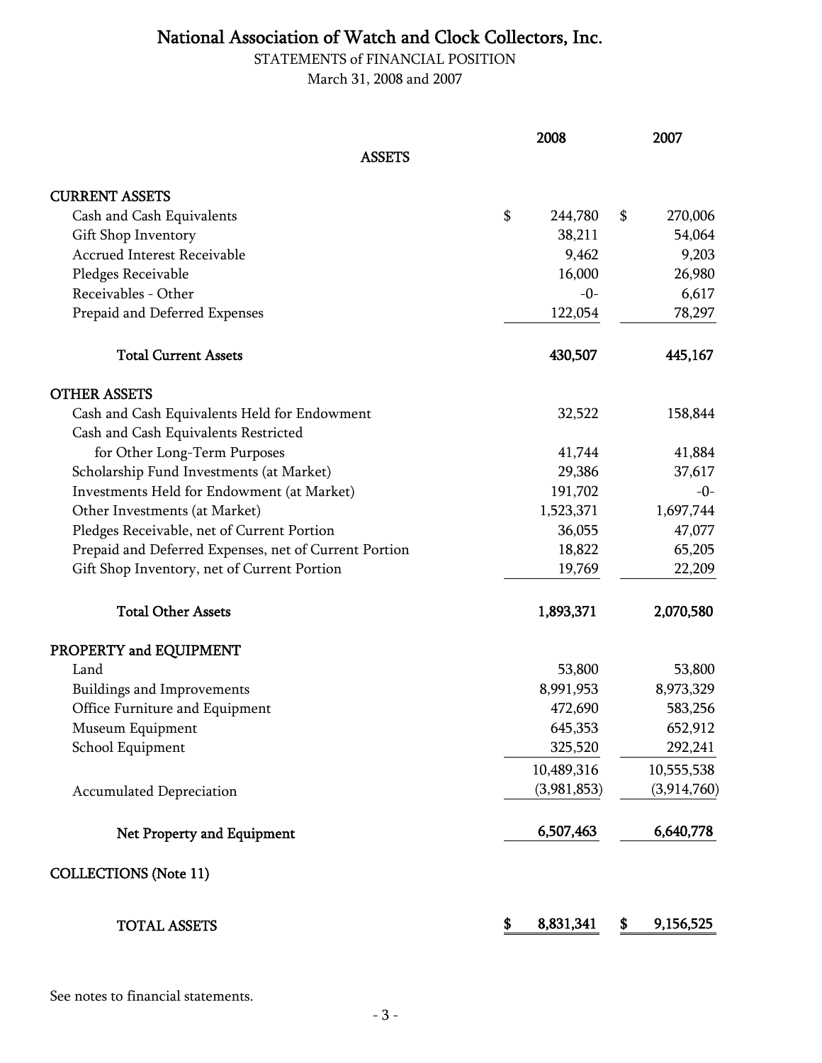# National Association of Watch and Clock Collectors, Inc.

STATEMENTS of FINANCIAL POSITION

March 31, 2008 and 2007

| ASSETS | 2008 | 2007 |
|---|---|---|
| **CURRENT ASSETS** | | |
| Cash and Cash Equivalents | $ 244,780 | $ 270,006 |
| Gift Shop Inventory | 38,211 | 54,064 |
| Accrued Interest Receivable | 9,462 | 9,203 |
| Pledges Receivable | 16,000 | 26,980 |
| Receivables - Other | -0- | 6,617 |
| Prepaid and Deferred Expenses | 122,054 | 78,297 |
| **Total Current Assets** | **430,507** | **445,167** |
| **OTHER ASSETS** | | |
| Cash and Cash Equivalents Held for Endowment | 32,522 | 158,844 |
| Cash and Cash Equivalents Restricted for Other Long-Term Purposes | 41,744 | 41,884 |
| Scholarship Fund Investments (at Market) | 29,386 | 37,617 |
| Investments Held for Endowment (at Market) | 191,702 | -0- |
| Other Investments (at Market) | 1,523,371 | 1,697,744 |
| Pledges Receivable, net of Current Portion | 36,055 | 47,077 |
| Prepaid and Deferred Expenses, net of Current Portion | 18,822 | 65,205 |
| Gift Shop Inventory, net of Current Portion | 19,769 | 22,209 |
| **Total Other Assets** | **1,893,371** | **2,070,580** |
| **PROPERTY and EQUIPMENT** | | |
| Land | 53,800 | 53,800 |
| Buildings and Improvements | 8,991,953 | 8,973,329 |
| Office Furniture and Equipment | 472,690 | 583,256 |
| Museum Equipment | 645,353 | 652,912 |
| School Equipment | 325,520 | 292,241 |
| | 10,489,316 | 10,555,538 |
| Accumulated Depreciation | (3,981,853) | (3,914,760) |
| **Net Property and Equipment** | **6,507,463** | **6,640,778** |
| **COLLECTIONS (Note 11)** | | |
| **TOTAL ASSETS** | **$ 8,831,341** | **$ 9,156,525** |

See notes to financial statements.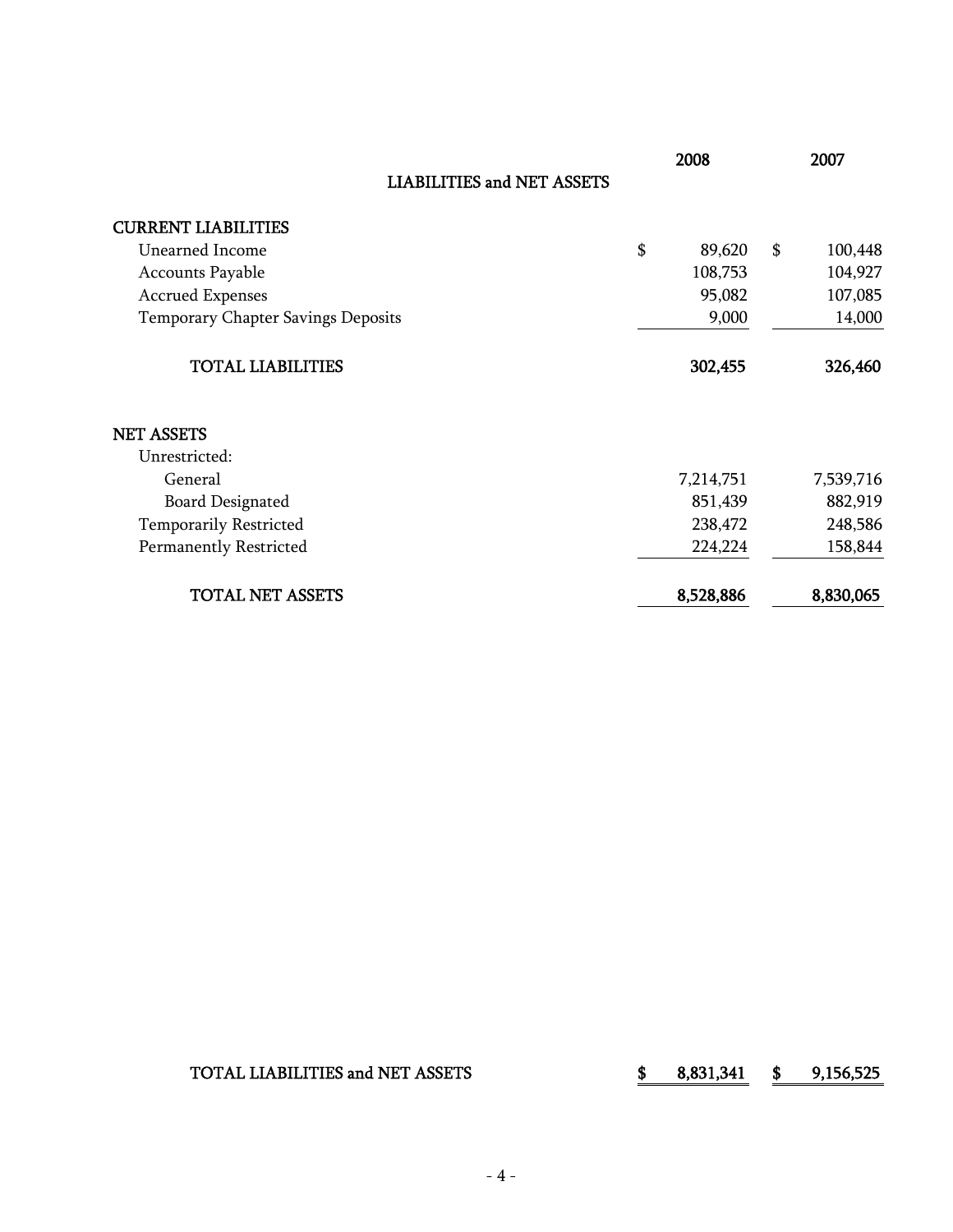| LIABILITIES and NET ASSETS | 2008 | 2007 |
|---|---|---|
| **CURRENT LIABILITIES** | | |
| Unearned Income | $ 89,620 | $ 100,448 |
| Accounts Payable | 108,753 | 104,927 |
| Accrued Expenses | 95,082 | 107,085 |
| Temporary Chapter Savings Deposits | 9,000 | 14,000 |
| **TOTAL LIABILITIES** | **302,455** | **326,460** |
| **NET ASSETS** | | |
| Unrestricted: | | |
| General | 7,214,751 | 7,539,716 |
| Board Designated | 851,439 | 882,919 |
| Temporarily Restricted | 238,472 | 248,586 |
| Permanently Restricted | 224,224 | 158,844 |
| **TOTAL NET ASSETS** | **8,528,886** | **8,830,065** |
| **TOTAL LIABILITIES and NET ASSETS** | **$ 8,831,341** | **$ 9,156,525** |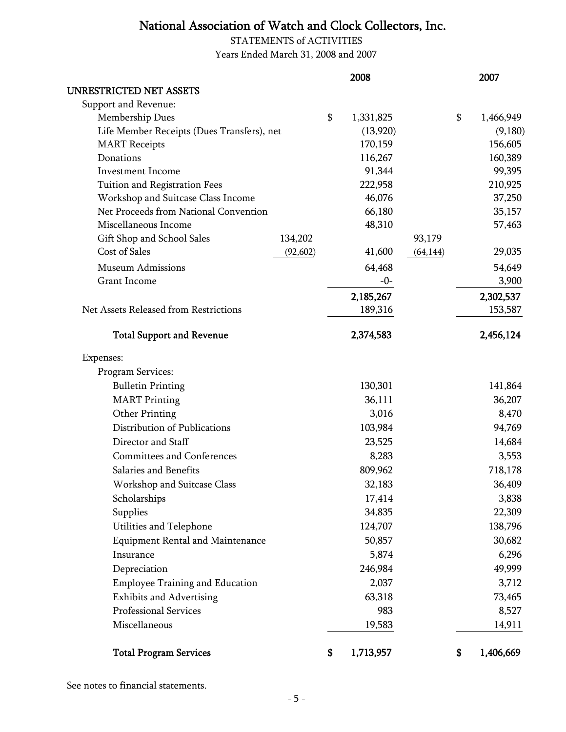# National Association of Watch and Clock Collectors, Inc.

STATEMENTS of ACTIVITIES

Years Ended March 31, 2008 and 2007

| | | 2008 | | 2007 |
|---|---|---|---|---|
| **UNRESTRICTED NET ASSETS** | | | | |
| Support and Revenue: | | | | |
| Membership Dues | | $ 1,331,825 | | $ 1,466,949 |
| Life Member Receipts (Dues Transfers), net | | (13,920) | | (9,180) |
| MART Receipts | | 170,159 | | 156,605 |
| Donations | | 116,267 | | 160,389 |
| Investment Income | | 91,344 | | 99,395 |
| Tuition and Registration Fees | | 222,958 | | 210,925 |
| Workshop and Suitcase Class Income | | 46,076 | | 37,250 |
| Net Proceeds from National Convention | | 66,180 | | 35,157 |
| Miscellaneous Income | | 48,310 | | 57,463 |
| Gift Shop and School Sales | 134,202 | | 93,179 | |
| Cost of Sales | (92,602) | 41,600 | (64,144) | 29,035 |
| Museum Admissions | | 64,468 | | 54,649 |
| Grant Income | | -0- | | 3,900 |
| | | **2,185,267** | | **2,302,537** |
| Net Assets Released from Restrictions | | 189,316 | | 153,587 |
| **Total Support and Revenue** | | **2,374,583** | | **2,456,124** |
| Expenses: | | | | |
| Program Services: | | | | |
| Bulletin Printing | | 130,301 | | 141,864 |
| MART Printing | | 36,111 | | 36,207 |
| Other Printing | | 3,016 | | 8,470 |
| Distribution of Publications | | 103,984 | | 94,769 |
| Director and Staff | | 23,525 | | 14,684 |
| Committees and Conferences | | 8,283 | | 3,553 |
| Salaries and Benefits | | 809,962 | | 718,178 |
| Workshop and Suitcase Class | | 32,183 | | 36,409 |
| Scholarships | | 17,414 | | 3,838 |
| Supplies | | 34,835 | | 22,309 |
| Utilities and Telephone | | 124,707 | | 138,796 |
| Equipment Rental and Maintenance | | 50,857 | | 30,682 |
| Insurance | | 5,874 | | 6,296 |
| Depreciation | | 246,984 | | 49,999 |
| Employee Training and Education | | 2,037 | | 3,712 |
| Exhibits and Advertising | | 63,318 | | 73,465 |
| Professional Services | | 983 | | 8,527 |
| Miscellaneous | | 19,583 | | 14,911 |
| **Total Program Services** | | **$ 1,713,957** | | **$ 1,406,669** |

See notes to financial statements.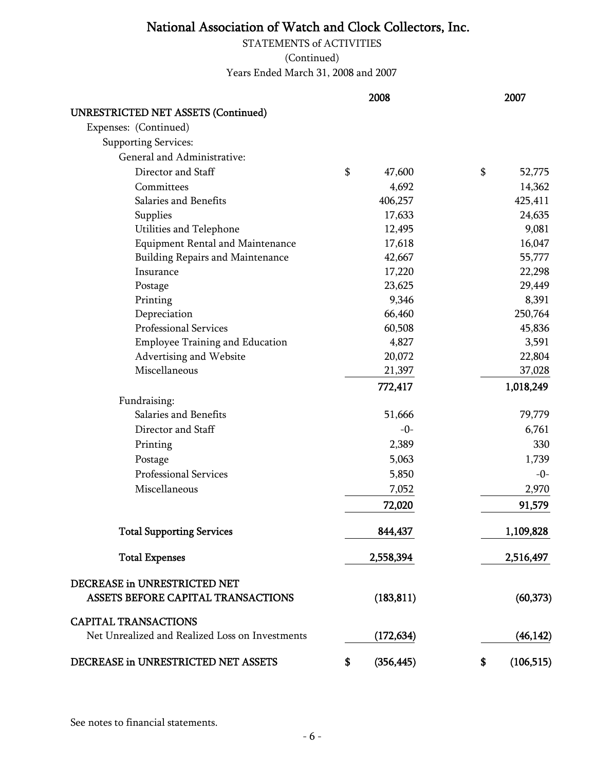# National Association of Watch and Clock Collectors, Inc.

STATEMENTS of ACTIVITIES

(Continued)

Years Ended March 31, 2008 and 2007

| | 2008 | 2007 |
|---|---|---|
| **UNRESTRICTED NET ASSETS (Continued)** | | |
| Expenses: (Continued) | | |
| Supporting Services: | | |
| General and Administrative: | | |
| Director and Staff | $ 47,600 | $ 52,775 |
| Committees | 4,692 | 14,362 |
| Salaries and Benefits | 406,257 | 425,411 |
| Supplies | 17,633 | 24,635 |
| Utilities and Telephone | 12,495 | 9,081 |
| Equipment Rental and Maintenance | 17,618 | 16,047 |
| Building Repairs and Maintenance | 42,667 | 55,777 |
| Insurance | 17,220 | 22,298 |
| Postage | 23,625 | 29,449 |
| Printing | 9,346 | 8,391 |
| Depreciation | 66,460 | 250,764 |
| Professional Services | 60,508 | 45,836 |
| Employee Training and Education | 4,827 | 3,591 |
| Advertising and Website | 20,072 | 22,804 |
| Miscellaneous | 21,397 | 37,028 |
| | **772,417** | **1,018,249** |
| Fundraising: | | |
| Salaries and Benefits | 51,666 | 79,779 |
| Director and Staff | -0- | 6,761 |
| Printing | 2,389 | 330 |
| Postage | 5,063 | 1,739 |
| Professional Services | 5,850 | -0- |
| Miscellaneous | 7,052 | 2,970 |
| | **72,020** | **91,579** |
| **Total Supporting Services** | **844,437** | **1,109,828** |
| **Total Expenses** | **2,558,394** | **2,516,497** |
| **DECREASE in UNRESTRICTED NET ASSETS BEFORE CAPITAL TRANSACTIONS** | **(183,811)** | **(60,373)** |
| **CAPITAL TRANSACTIONS** | | |
| Net Unrealized and Realized Loss on Investments | (172,634) | (46,142) |
| **DECREASE in UNRESTRICTED NET ASSETS** | **$ (356,445)** | **$ (106,515)** |

See notes to financial statements.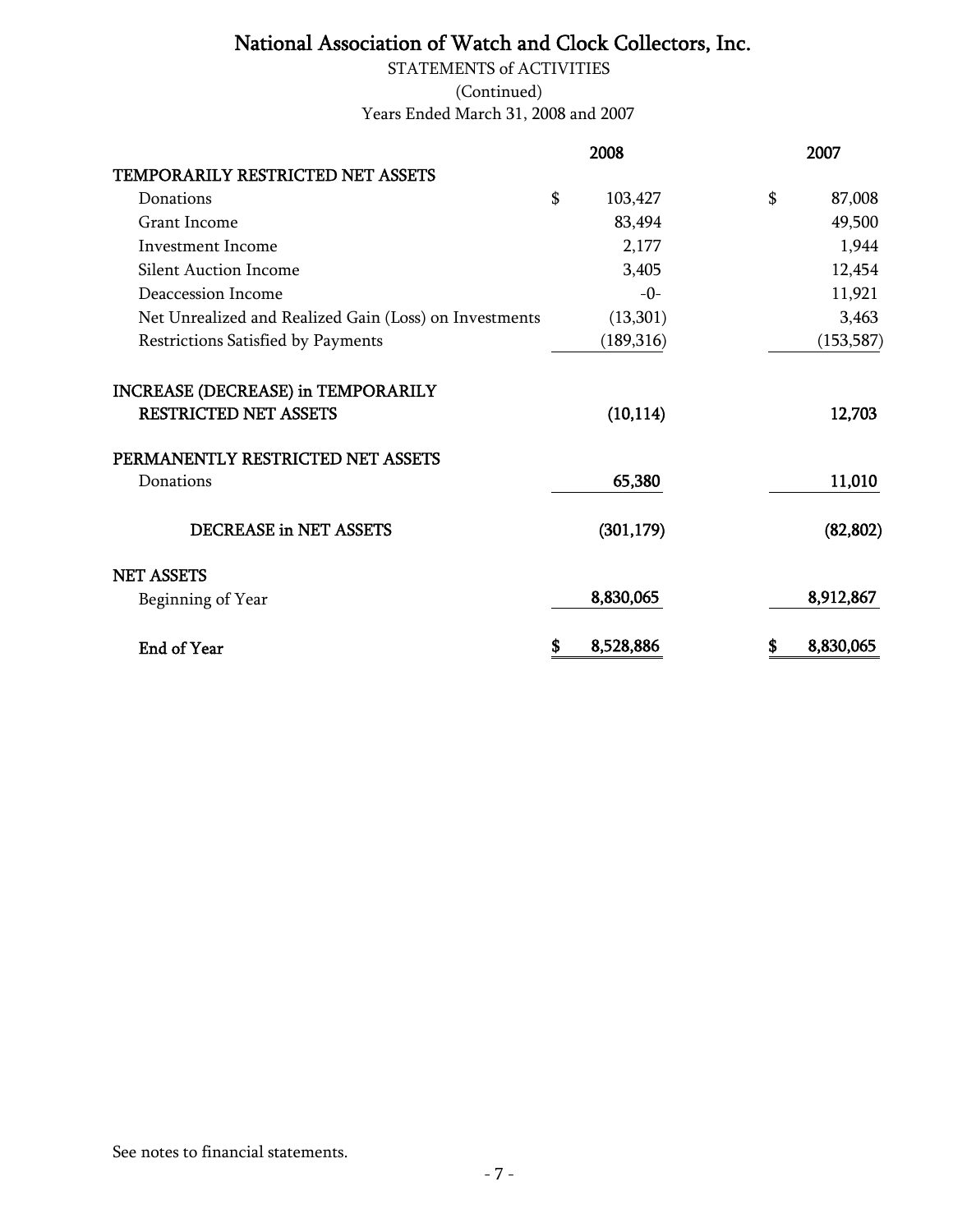# National Association of Watch and Clock Collectors, Inc.

STATEMENTS of ACTIVITIES

(Continued)

Years Ended March 31, 2008 and 2007

| | 2008 | 2007 |
|---|---|---|
| **TEMPORARILY RESTRICTED NET ASSETS** | | |
| Donations | $ 103,427 | $ 87,008 |
| Grant Income | 83,494 | 49,500 |
| Investment Income | 2,177 | 1,944 |
| Silent Auction Income | 3,405 | 12,454 |
| Deaccession Income | -0- | 11,921 |
| Net Unrealized and Realized Gain (Loss) on Investments | (13,301) | 3,463 |
| Restrictions Satisfied by Payments | (189,316) | (153,587) |
| **INCREASE (DECREASE) in TEMPORARILY RESTRICTED NET ASSETS** | **(10,114)** | **12,703** |
| **PERMANENTLY RESTRICTED NET ASSETS** | | |
| Donations | **65,380** | **11,010** |
| **DECREASE in NET ASSETS** | **(301,179)** | **(82,802)** |
| **NET ASSETS** | | |
| Beginning of Year | **8,830,065** | **8,912,867** |
| **End of Year** | **$ 8,528,886** | **$ 8,830,065** |

See notes to financial statements.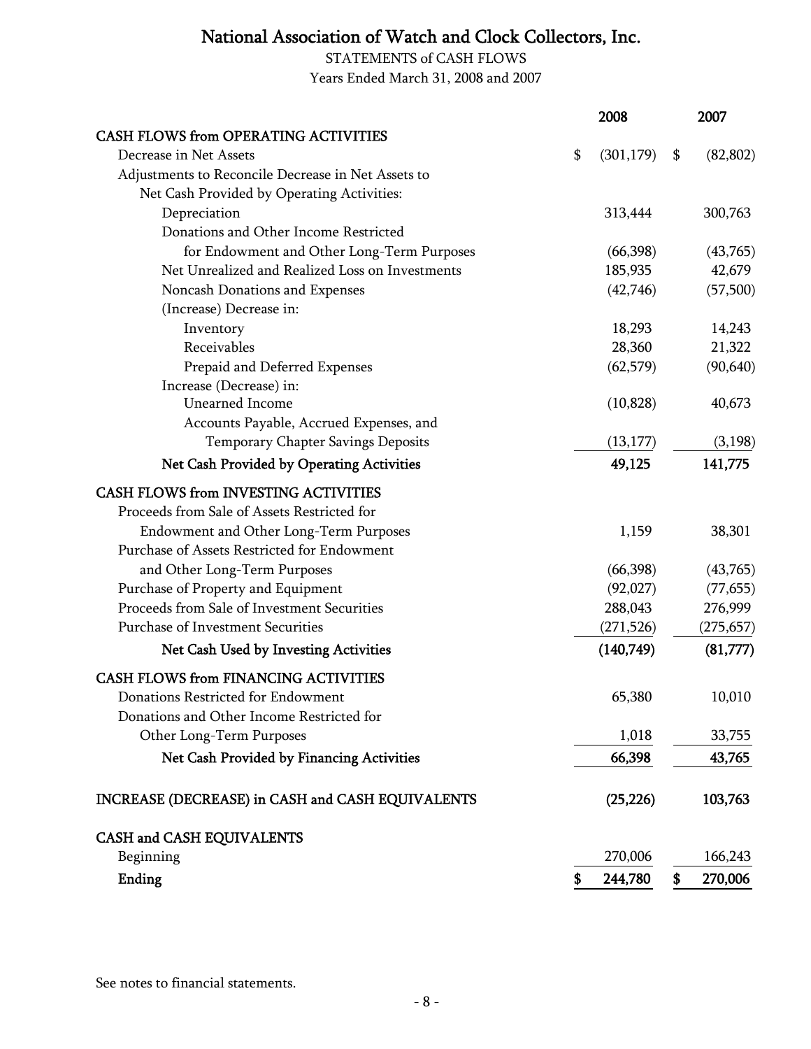# National Association of Watch and Clock Collectors, Inc.

STATEMENTS of CASH FLOWS

Years Ended March 31, 2008 and 2007

| | 2008 | 2007 |
|---|---|---|
| **CASH FLOWS from OPERATING ACTIVITIES** | | |
| Decrease in Net Assets | $ (301,179) | $ (82,802) |
| Adjustments to Reconcile Decrease in Net Assets to Net Cash Provided by Operating Activities: | | |
| Depreciation | 313,444 | 300,763 |
| Donations and Other Income Restricted for Endowment and Other Long-Term Purposes | (66,398) | (43,765) |
| Net Unrealized and Realized Loss on Investments | 185,935 | 42,679 |
| Noncash Donations and Expenses | (42,746) | (57,500) |
| (Increase) Decrease in: | | |
| Inventory | 18,293 | 14,243 |
| Receivables | 28,360 | 21,322 |
| Prepaid and Deferred Expenses | (62,579) | (90,640) |
| Increase (Decrease) in: | | |
| Unearned Income | (10,828) | 40,673 |
| Accounts Payable, Accrued Expenses, and Temporary Chapter Savings Deposits | (13,177) | (3,198) |
| **Net Cash Provided by Operating Activities** | **49,125** | **141,775** |
| **CASH FLOWS from INVESTING ACTIVITIES** | | |
| Proceeds from Sale of Assets Restricted for Endowment and Other Long-Term Purposes | 1,159 | 38,301 |
| Purchase of Assets Restricted for Endowment and Other Long-Term Purposes | (66,398) | (43,765) |
| Purchase of Property and Equipment | (92,027) | (77,655) |
| Proceeds from Sale of Investment Securities | 288,043 | 276,999 |
| Purchase of Investment Securities | (271,526) | (275,657) |
| **Net Cash Used by Investing Activities** | **(140,749)** | **(81,777)** |
| **CASH FLOWS from FINANCING ACTIVITIES** | | |
| Donations Restricted for Endowment | 65,380 | 10,010 |
| Donations and Other Income Restricted for Other Long-Term Purposes | 1,018 | 33,755 |
| **Net Cash Provided by Financing Activities** | **66,398** | **43,765** |
| **INCREASE (DECREASE) in CASH and CASH EQUIVALENTS** | **(25,226)** | **103,763** |
| **CASH and CASH EQUIVALENTS** | | |
| Beginning | 270,006 | 166,243 |
| **Ending** | **$ 244,780** | **$ 270,006** |

See notes to financial statements.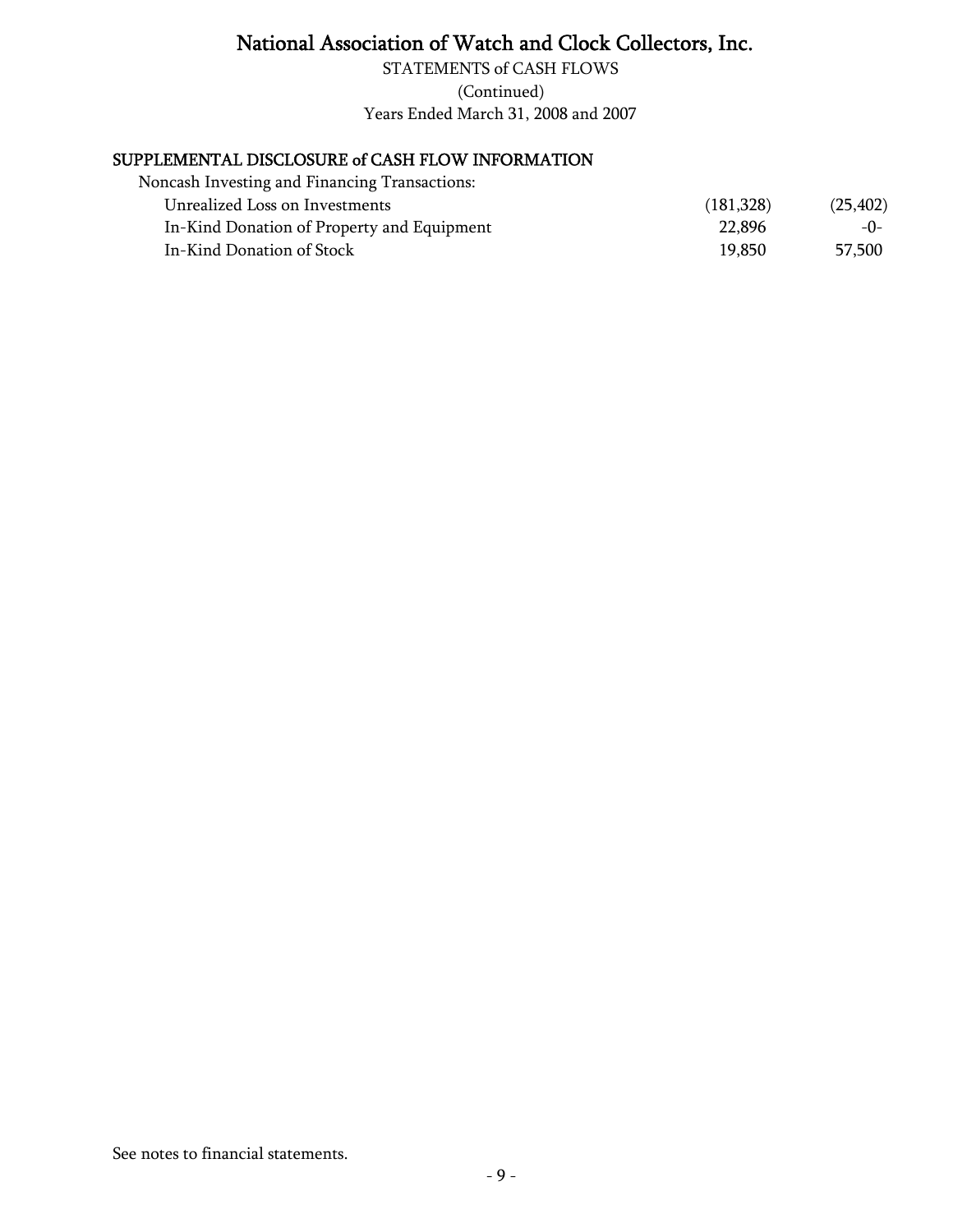# National Association of Watch and Clock Collectors, Inc.

STATEMENTS of CASH FLOWS

(Continued)

Years Ended March 31, 2008 and 2007

## SUPPLEMENTAL DISCLOSURE of CASH FLOW INFORMATION

| | 2008 | 2007 |
|---|---|---|
| Noncash Investing and Financing Transactions: | | |
| Unrealized Loss on Investments | (181,328) | (25,402) |
| In-Kind Donation of Property and Equipment | 22,896 | -0- |
| In-Kind Donation of Stock | 19,850 | 57,500 |

See notes to financial statements.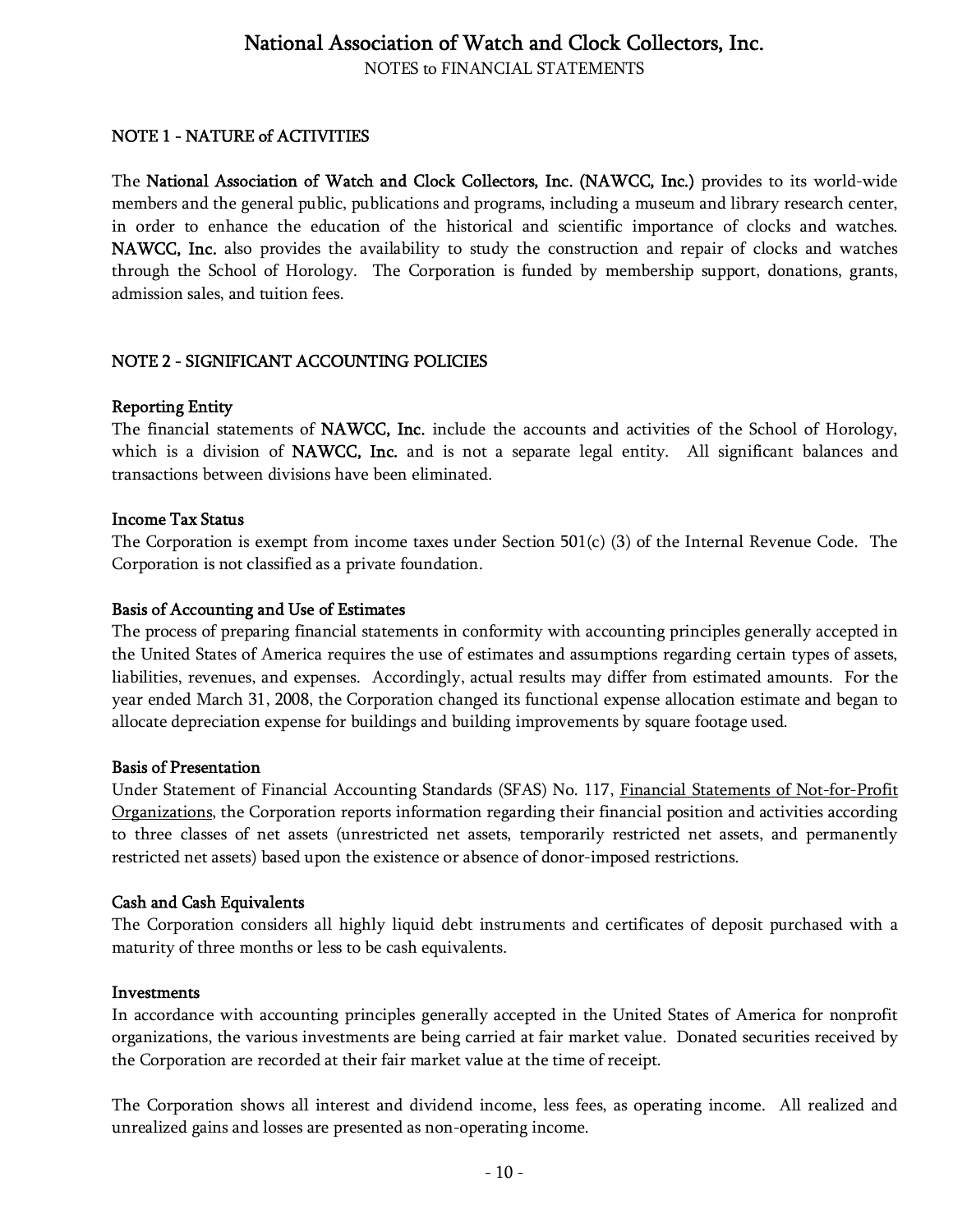# National Association of Watch and Clock Collectors, Inc.

NOTES to FINANCIAL STATEMENTS

## NOTE 1 - NATURE of ACTIVITIES

The **National Association of Watch and Clock Collectors, Inc. (NAWCC, Inc.)** provides to its world-wide members and the general public, publications and programs, including a museum and library research center, in order to enhance the education of the historical and scientific importance of clocks and watches. **NAWCC, Inc.** also provides the availability to study the construction and repair of clocks and watches through the School of Horology. The Corporation is funded by membership support, donations, grants, admission sales, and tuition fees.

## NOTE 2 - SIGNIFICANT ACCOUNTING POLICIES

### Reporting Entity

The financial statements of **NAWCC, Inc.** include the accounts and activities of the School of Horology, which is a division of **NAWCC, Inc.** and is not a separate legal entity. All significant balances and transactions between divisions have been eliminated.

### Income Tax Status

The Corporation is exempt from income taxes under Section 501(c) (3) of the Internal Revenue Code. The Corporation is not classified as a private foundation.

### Basis of Accounting and Use of Estimates

The process of preparing financial statements in conformity with accounting principles generally accepted in the United States of America requires the use of estimates and assumptions regarding certain types of assets, liabilities, revenues, and expenses. Accordingly, actual results may differ from estimated amounts. For the year ended March 31, 2008, the Corporation changed its functional expense allocation estimate and began to allocate depreciation expense for buildings and building improvements by square footage used.

### Basis of Presentation

Under Statement of Financial Accounting Standards (SFAS) No. 117, Financial Statements of Not-for-Profit Organizations, the Corporation reports information regarding their financial position and activities according to three classes of net assets (unrestricted net assets, temporarily restricted net assets, and permanently restricted net assets) based upon the existence or absence of donor-imposed restrictions.

### Cash and Cash Equivalents

The Corporation considers all highly liquid debt instruments and certificates of deposit purchased with a maturity of three months or less to be cash equivalents.

### Investments

In accordance with accounting principles generally accepted in the United States of America for nonprofit organizations, the various investments are being carried at fair market value. Donated securities received by the Corporation are recorded at their fair market value at the time of receipt.

The Corporation shows all interest and dividend income, less fees, as operating income. All realized and unrealized gains and losses are presented as non-operating income.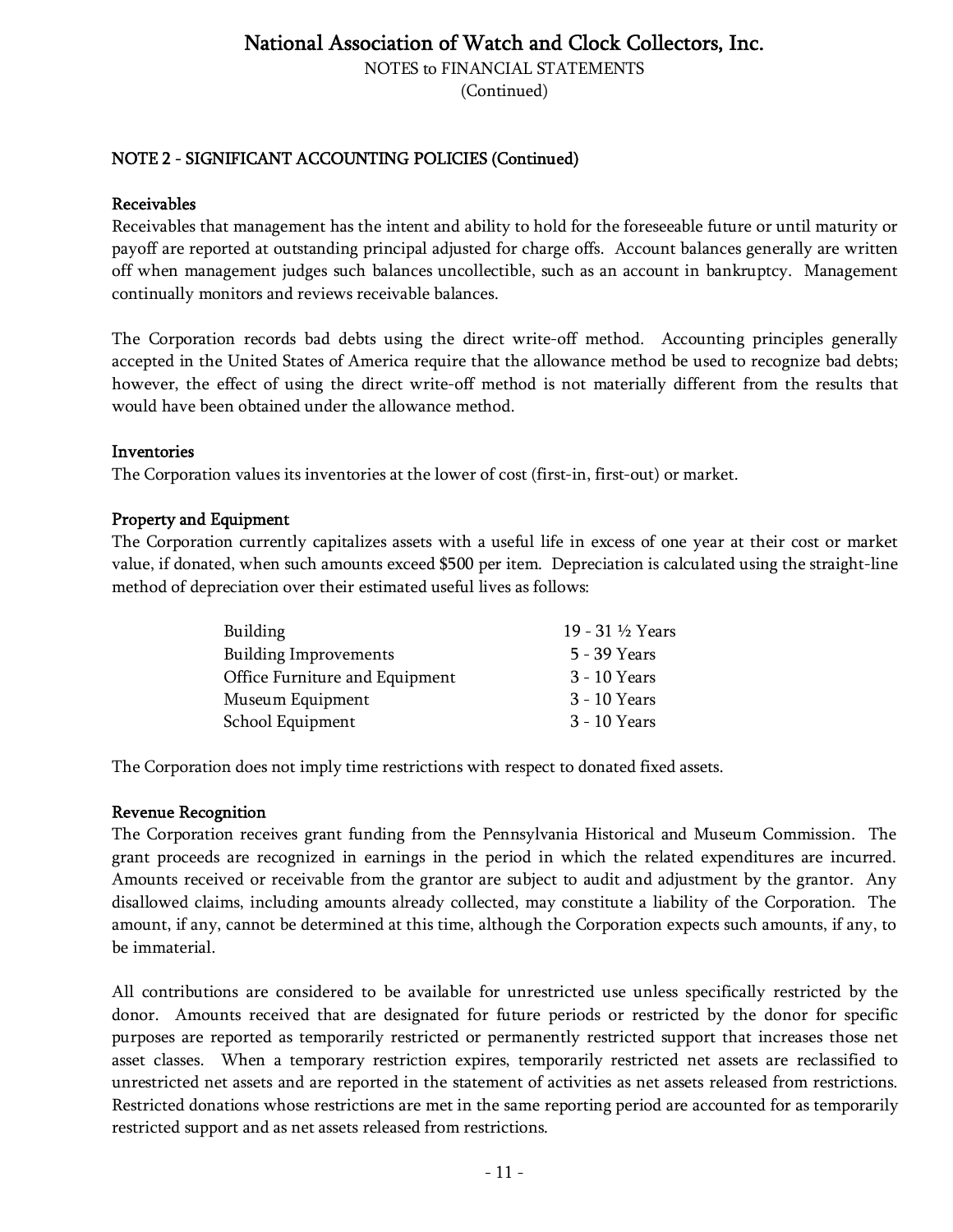## NOTE 2 - SIGNIFICANT ACCOUNTING POLICIES (Continued)

### Receivables

Receivables that management has the intent and ability to hold for the foreseeable future or until maturity or payoff are reported at outstanding principal adjusted for charge offs. Account balances generally are written off when management judges such balances uncollectible, such as an account in bankruptcy. Management continually monitors and reviews receivable balances.

The Corporation records bad debts using the direct write-off method. Accounting principles generally accepted in the United States of America require that the allowance method be used to recognize bad debts; however, the effect of using the direct write-off method is not materially different from the results that would have been obtained under the allowance method.

### Inventories

The Corporation values its inventories at the lower of cost (first-in, first-out) or market.

### Property and Equipment

The Corporation currently capitalizes assets with a useful life in excess of one year at their cost or market value, if donated, when such amounts exceed $500 per item. Depreciation is calculated using the straight-line method of depreciation over their estimated useful lives as follows:

| Asset | Useful Life |
|---|---|
| Building | 19 - 31 ½ Years |
| Building Improvements | 5 - 39 Years |
| Office Furniture and Equipment | 3 - 10 Years |
| Museum Equipment | 3 - 10 Years |
| School Equipment | 3 - 10 Years |

The Corporation does not imply time restrictions with respect to donated fixed assets.

### Revenue Recognition

The Corporation receives grant funding from the Pennsylvania Historical and Museum Commission. The grant proceeds are recognized in earnings in the period in which the related expenditures are incurred. Amounts received or receivable from the grantor are subject to audit and adjustment by the grantor. Any disallowed claims, including amounts already collected, may constitute a liability of the Corporation. The amount, if any, cannot be determined at this time, although the Corporation expects such amounts, if any, to be immaterial.

All contributions are considered to be available for unrestricted use unless specifically restricted by the donor. Amounts received that are designated for future periods or restricted by the donor for specific purposes are reported as temporarily restricted or permanently restricted support that increases those net asset classes. When a temporary restriction expires, temporarily restricted net assets are reclassified to unrestricted net assets and are reported in the statement of activities as net assets released from restrictions. Restricted donations whose restrictions are met in the same reporting period are accounted for as temporarily restricted support and as net assets released from restrictions.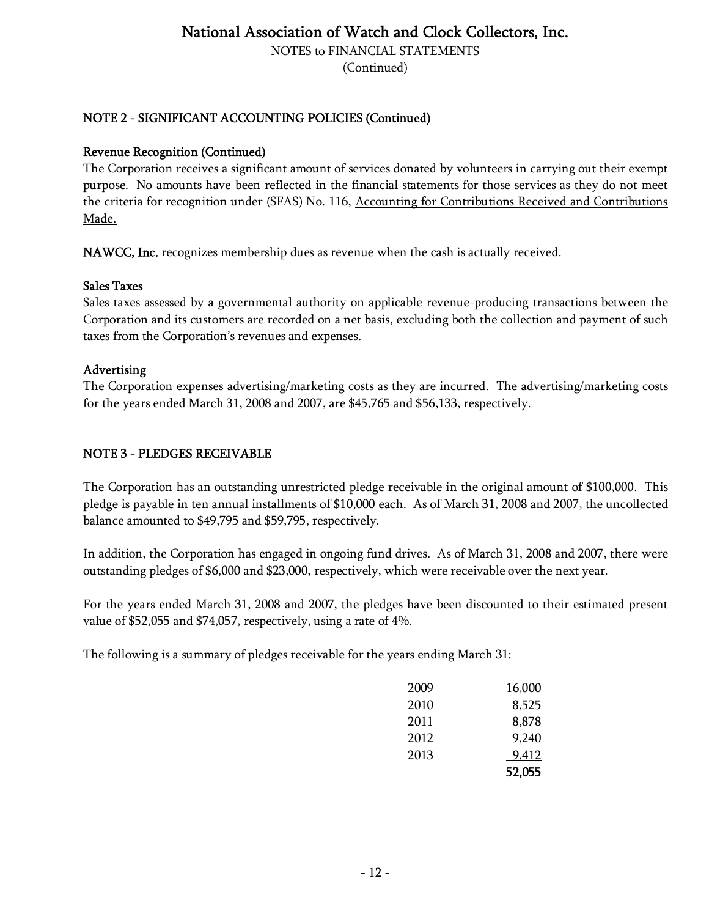# National Association of Watch and Clock Collectors, Inc.

NOTES to FINANCIAL STATEMENTS
(Continued)

## NOTE 2 - SIGNIFICANT ACCOUNTING POLICIES (Continued)

### Revenue Recognition (Continued)

The Corporation receives a significant amount of services donated by volunteers in carrying out their exempt purpose. No amounts have been reflected in the financial statements for those services as they do not meet the criteria for recognition under (SFAS) No. 116, Accounting for Contributions Received and Contributions Made.

**NAWCC, Inc.** recognizes membership dues as revenue when the cash is actually received.

### Sales Taxes

Sales taxes assessed by a governmental authority on applicable revenue-producing transactions between the Corporation and its customers are recorded on a net basis, excluding both the collection and payment of such taxes from the Corporation's revenues and expenses.

### Advertising

The Corporation expenses advertising/marketing costs as they are incurred. The advertising/marketing costs for the years ended March 31, 2008 and 2007, are $45,765 and $56,133, respectively.

## NOTE 3 - PLEDGES RECEIVABLE

The Corporation has an outstanding unrestricted pledge receivable in the original amount of $100,000. This pledge is payable in ten annual installments of $10,000 each. As of March 31, 2008 and 2007, the uncollected balance amounted to $49,795 and $59,795, respectively.

In addition, the Corporation has engaged in ongoing fund drives. As of March 31, 2008 and 2007, there were outstanding pledges of $6,000 and $23,000, respectively, which were receivable over the next year.

For the years ended March 31, 2008 and 2007, the pledges have been discounted to their estimated present value of $52,055 and $74,057, respectively, using a rate of 4%.

The following is a summary of pledges receivable for the years ending March 31:

| Year | Amount |
|---|---|
| 2009 | 16,000 |
| 2010 | 8,525 |
| 2011 | 8,878 |
| 2012 | 9,240 |
| 2013 | 9,412 |
| | **52,055** |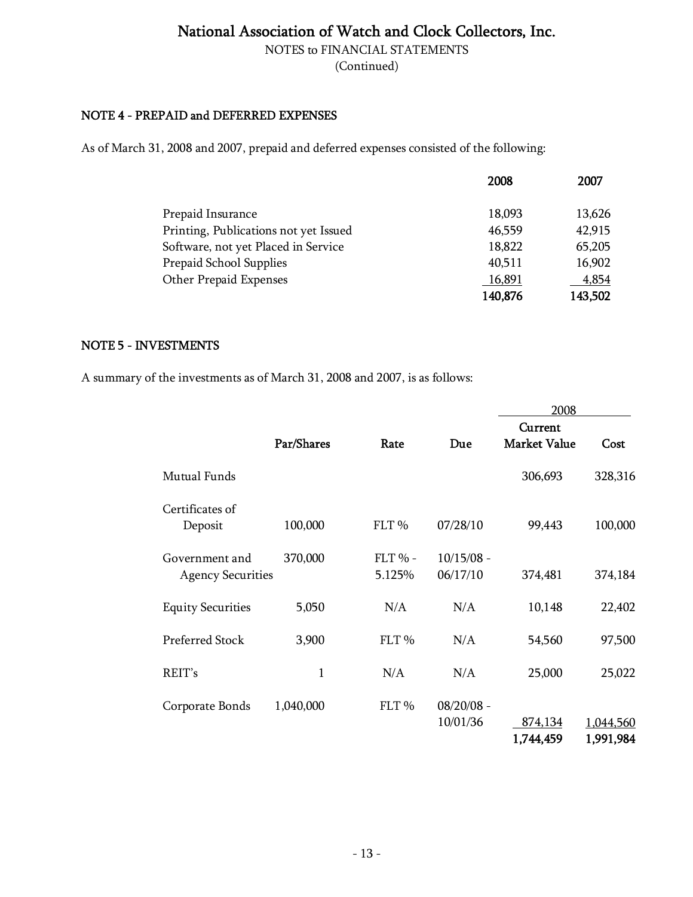# National Association of Watch and Clock Collectors, Inc.

NOTES to FINANCIAL STATEMENTS
(Continued)

## NOTE 4 - PREPAID and DEFERRED EXPENSES

As of March 31, 2008 and 2007, prepaid and deferred expenses consisted of the following:

| | 2008 | 2007 |
|---|---|---|
| Prepaid Insurance | 18,093 | 13,626 |
| Printing, Publications not yet Issued | 46,559 | 42,915 |
| Software, not yet Placed in Service | 18,822 | 65,205 |
| Prepaid School Supplies | 40,511 | 16,902 |
| Other Prepaid Expenses | 16,891 | 4,854 |
| | **140,876** | **143,502** |

## NOTE 5 - INVESTMENTS

A summary of the investments as of March 31, 2008 and 2007, is as follows:

| | | | | 2008 | |
|---|---|---|---|---|---|
| | **Par/Shares** | **Rate** | **Due** | **Current Market Value** | **Cost** |
| Mutual Funds | | | | 306,693 | 328,316 |
| Certificates of Deposit | 100,000 | FLT % | 07/28/10 | 99,443 | 100,000 |
| Government and Agency Securities | 370,000 | FLT % - 5.125% | 10/15/08 - 06/17/10 | 374,481 | 374,184 |
| Equity Securities | 5,050 | N/A | N/A | 10,148 | 22,402 |
| Preferred Stock | 3,900 | FLT % | N/A | 54,560 | 97,500 |
| REIT's | 1 | N/A | N/A | 25,000 | 25,022 |
| Corporate Bonds | 1,040,000 | FLT % | 08/20/08 - 10/01/36 | 874,134 | 1,044,560 |
| | | | | **1,744,459** | **1,991,984** |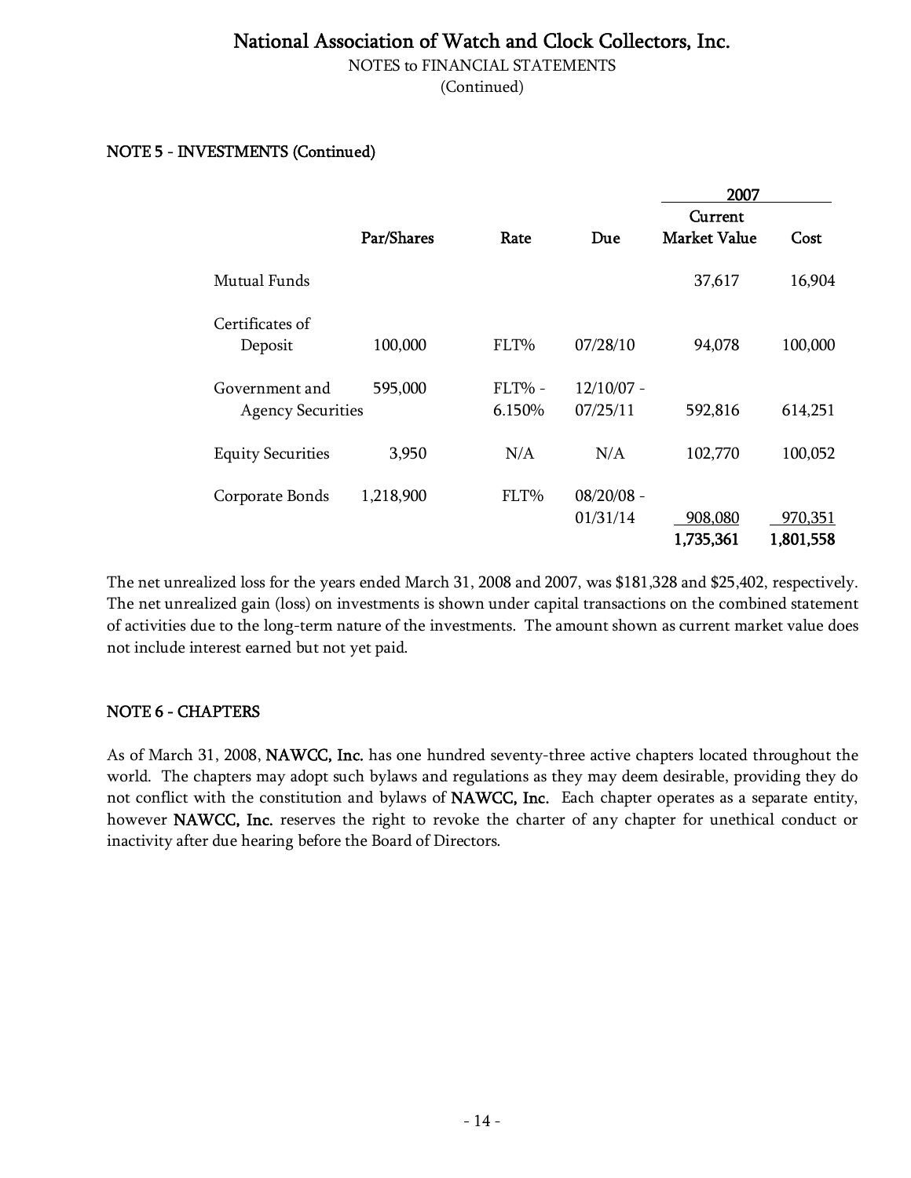National Association of Watch and Clock Collectors, Inc.

NOTES to FINANCIAL STATEMENTS

(Continued)

## NOTE 5 - INVESTMENTS (Continued)

| | | | | 2007 | |
|---|---|---|---|---|---|
| | Par/Shares | Rate | Due | Current Market Value | Cost |
| Mutual Funds | | | | 37,617 | 16,904 |
| Certificates of Deposit | 100,000 | FLT% | 07/28/10 | 94,078 | 100,000 |
| Government and Agency Securities | 595,000 | FLT% - 6.150% | 12/10/07 - 07/25/11 | 592,816 | 614,251 |
| Equity Securities | 3,950 | N/A | N/A | 102,770 | 100,052 |
| Corporate Bonds | 1,218,900 | FLT% | 08/20/08 - 01/31/14 | 908,080 | 970,351 |
| | | | | **1,735,361** | **1,801,558** |

The net unrealized loss for the years ended March 31, 2008 and 2007, was $181,328 and $25,402, respectively. The net unrealized gain (loss) on investments is shown under capital transactions on the combined statement of activities due to the long-term nature of the investments. The amount shown as current market value does not include interest earned but not yet paid.

## NOTE 6 - CHAPTERS

As of March 31, 2008, **NAWCC, Inc.** has one hundred seventy-three active chapters located throughout the world. The chapters may adopt such bylaws and regulations as they may deem desirable, providing they do not conflict with the constitution and bylaws of **NAWCC, Inc.** Each chapter operates as a separate entity, however **NAWCC, Inc.** reserves the right to revoke the charter of any chapter for unethical conduct or inactivity after due hearing before the Board of Directors.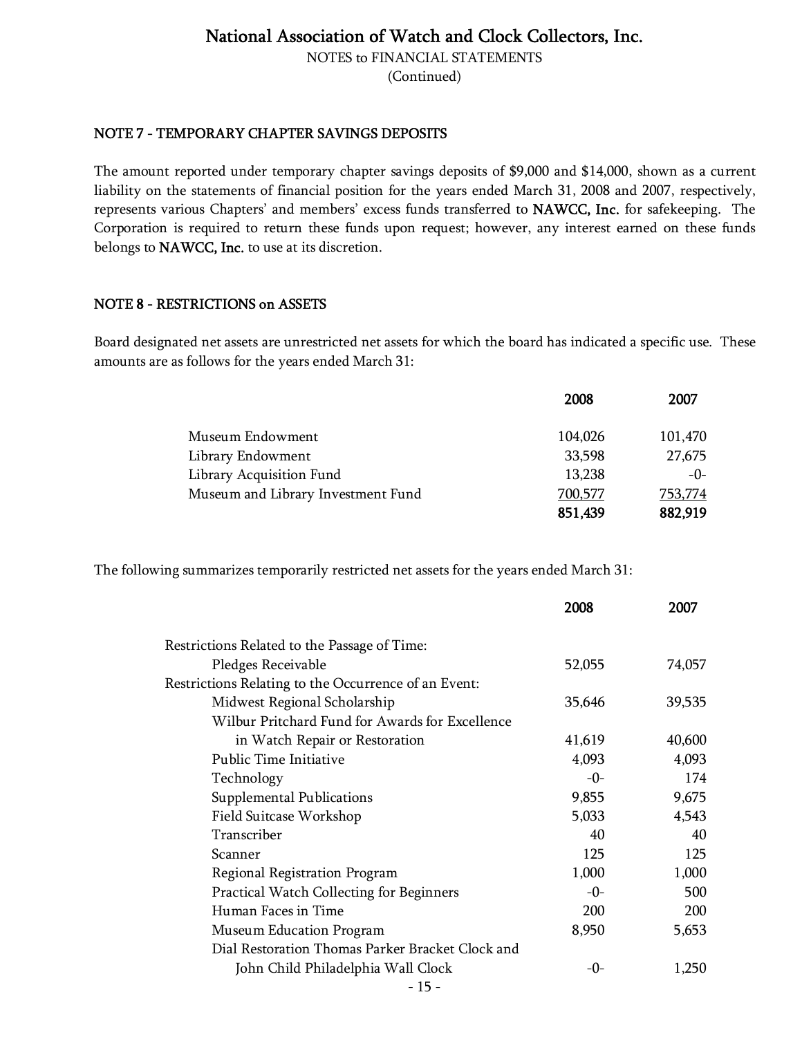# National Association of Watch and Clock Collectors, Inc.

NOTES to FINANCIAL STATEMENTS
(Continued)

## NOTE 7 - TEMPORARY CHAPTER SAVINGS DEPOSITS

The amount reported under temporary chapter savings deposits of $9,000 and $14,000, shown as a current liability on the statements of financial position for the years ended March 31, 2008 and 2007, respectively, represents various Chapters' and members' excess funds transferred to **NAWCC, Inc.** for safekeeping. The Corporation is required to return these funds upon request; however, any interest earned on these funds belongs to **NAWCC, Inc.** to use at its discretion.

## NOTE 8 - RESTRICTIONS on ASSETS

Board designated net assets are unrestricted net assets for which the board has indicated a specific use. These amounts are as follows for the years ended March 31:

| | 2008 | 2007 |
|---|---|---|
| Museum Endowment | 104,026 | 101,470 |
| Library Endowment | 33,598 | 27,675 |
| Library Acquisition Fund | 13,238 | -0- |
| Museum and Library Investment Fund | 700,577 | 753,774 |
| | **851,439** | **882,919** |

The following summarizes temporarily restricted net assets for the years ended March 31:

| | 2008 | 2007 |
|---|---|---|
| Restrictions Related to the Passage of Time: | | |
| Pledges Receivable | 52,055 | 74,057 |
| Restrictions Relating to the Occurrence of an Event: | | |
| Midwest Regional Scholarship | 35,646 | 39,535 |
| Wilbur Pritchard Fund for Awards for Excellence in Watch Repair or Restoration | 41,619 | 40,600 |
| Public Time Initiative | 4,093 | 4,093 |
| Technology | -0- | 174 |
| Supplemental Publications | 9,855 | 9,675 |
| Field Suitcase Workshop | 5,033 | 4,543 |
| Transcriber | 40 | 40 |
| Scanner | 125 | 125 |
| Regional Registration Program | 1,000 | 1,000 |
| Practical Watch Collecting for Beginners | -0- | 500 |
| Human Faces in Time | 200 | 200 |
| Museum Education Program | 8,950 | 5,653 |
| Dial Restoration Thomas Parker Bracket Clock and John Child Philadelphia Wall Clock | -0- | 1,250 |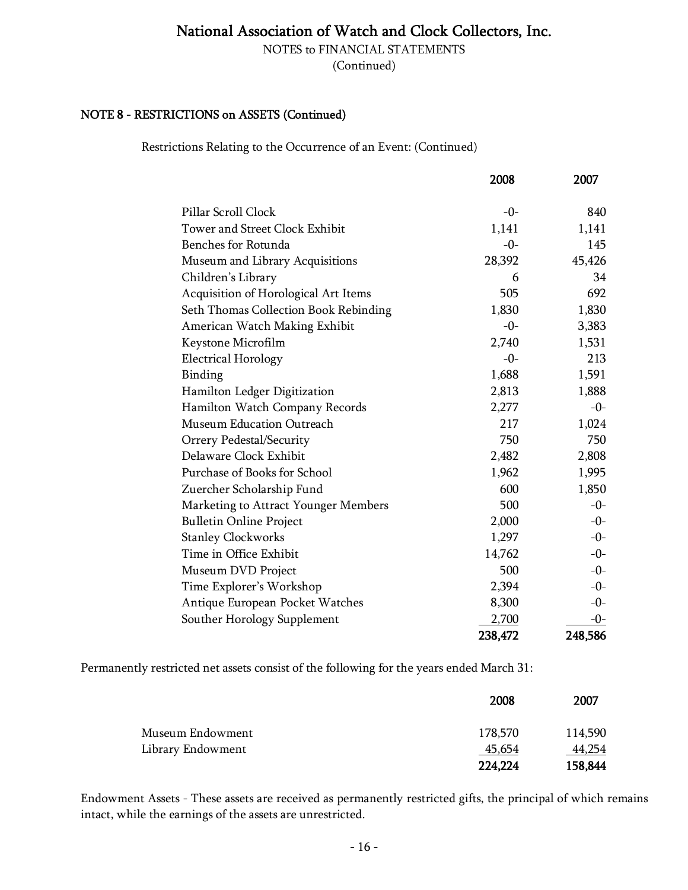# National Association of Watch and Clock Collectors, Inc.

NOTES to FINANCIAL STATEMENTS
(Continued)

**NOTE 8 - RESTRICTIONS on ASSETS (Continued)**

Restrictions Relating to the Occurrence of an Event: (Continued)

| | 2008 | 2007 |
|---|---|---|
| Pillar Scroll Clock | -0- | 840 |
| Tower and Street Clock Exhibit | 1,141 | 1,141 |
| Benches for Rotunda | -0- | 145 |
| Museum and Library Acquisitions | 28,392 | 45,426 |
| Children's Library | 6 | 34 |
| Acquisition of Horological Art Items | 505 | 692 |
| Seth Thomas Collection Book Rebinding | 1,830 | 1,830 |
| American Watch Making Exhibit | -0- | 3,383 |
| Keystone Microfilm | 2,740 | 1,531 |
| Electrical Horology | -0- | 213 |
| Binding | 1,688 | 1,591 |
| Hamilton Ledger Digitization | 2,813 | 1,888 |
| Hamilton Watch Company Records | 2,277 | -0- |
| Museum Education Outreach | 217 | 1,024 |
| Orrery Pedestal/Security | 750 | 750 |
| Delaware Clock Exhibit | 2,482 | 2,808 |
| Purchase of Books for School | 1,962 | 1,995 |
| Zuercher Scholarship Fund | 600 | 1,850 |
| Marketing to Attract Younger Members | 500 | -0- |
| Bulletin Online Project | 2,000 | -0- |
| Stanley Clockworks | 1,297 | -0- |
| Time in Office Exhibit | 14,762 | -0- |
| Museum DVD Project | 500 | -0- |
| Time Explorer's Workshop | 2,394 | -0- |
| Antique European Pocket Watches | 8,300 | -0- |
| Souther Horology Supplement | 2,700 | -0- |
| | **238,472** | **248,586** |

Permanently restricted net assets consist of the following for the years ended March 31:

| | 2008 | 2007 |
|---|---|---|
| Museum Endowment | 178,570 | 114,590 |
| Library Endowment | 45,654 | 44,254 |
| | **224,224** | **158,844** |

Endowment Assets - These assets are received as permanently restricted gifts, the principal of which remains intact, while the earnings of the assets are unrestricted.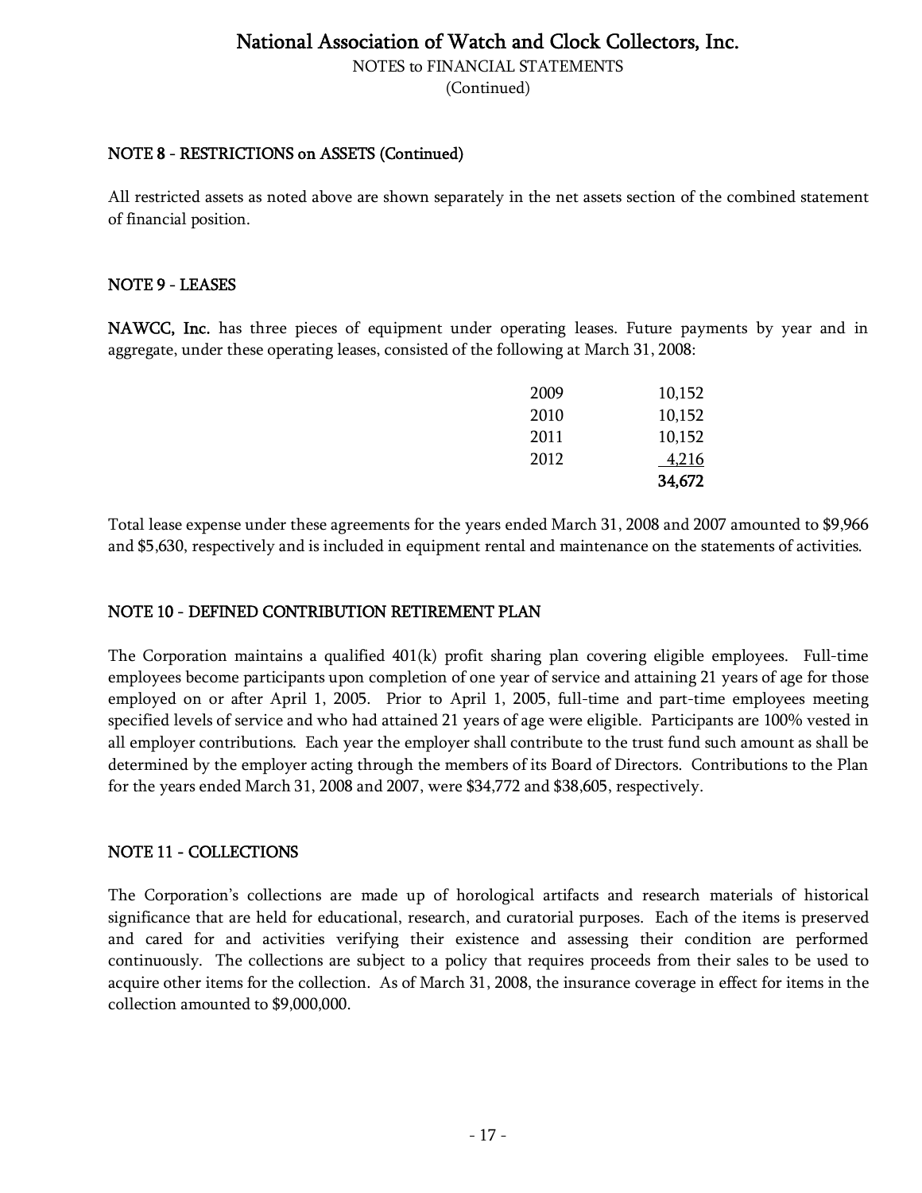## NOTE 8 - RESTRICTIONS on ASSETS (Continued)

All restricted assets as noted above are shown separately in the net assets section of the combined statement of financial position.

## NOTE 9 - LEASES

**NAWCC, Inc.** has three pieces of equipment under operating leases. Future payments by year and in aggregate, under these operating leases, consisted of the following at March 31, 2008:

| | |
|---|---|
| 2009 | 10,152 |
| 2010 | 10,152 |
| 2011 | 10,152 |
| 2012 | 4,216 |
| | **34,672** |

Total lease expense under these agreements for the years ended March 31, 2008 and 2007 amounted to $9,966 and $5,630, respectively and is included in equipment rental and maintenance on the statements of activities.

## NOTE 10 - DEFINED CONTRIBUTION RETIREMENT PLAN

The Corporation maintains a qualified 401(k) profit sharing plan covering eligible employees. Full-time employees become participants upon completion of one year of service and attaining 21 years of age for those employed on or after April 1, 2005. Prior to April 1, 2005, full-time and part-time employees meeting specified levels of service and who had attained 21 years of age were eligible. Participants are 100% vested in all employer contributions. Each year the employer shall contribute to the trust fund such amount as shall be determined by the employer acting through the members of its Board of Directors. Contributions to the Plan for the years ended March 31, 2008 and 2007, were $34,772 and $38,605, respectively.

## NOTE 11 - COLLECTIONS

The Corporation's collections are made up of horological artifacts and research materials of historical significance that are held for educational, research, and curatorial purposes. Each of the items is preserved and cared for and activities verifying their existence and assessing their condition are performed continuously. The collections are subject to a policy that requires proceeds from their sales to be used to acquire other items for the collection. As of March 31, 2008, the insurance coverage in effect for items in the collection amounted to $9,000,000.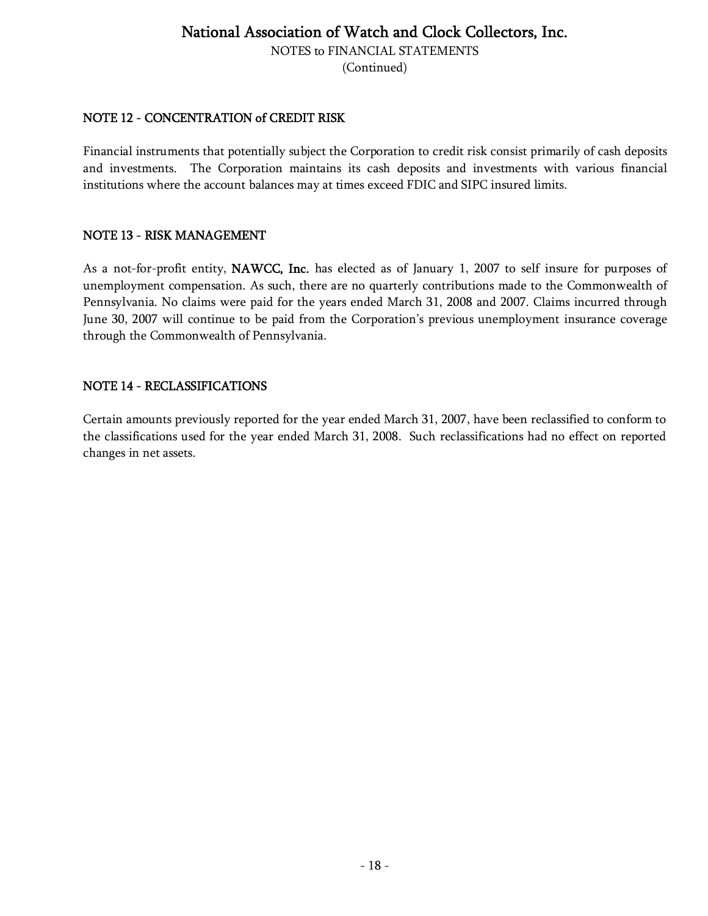## NOTE 12 - CONCENTRATION of CREDIT RISK

Financial instruments that potentially subject the Corporation to credit risk consist primarily of cash deposits and investments. The Corporation maintains its cash deposits and investments with various financial institutions where the account balances may at times exceed FDIC and SIPC insured limits.

## NOTE 13 - RISK MANAGEMENT

As a not-for-profit entity, **NAWCC, Inc.** has elected as of January 1, 2007 to self insure for purposes of unemployment compensation. As such, there are no quarterly contributions made to the Commonwealth of Pennsylvania. No claims were paid for the years ended March 31, 2008 and 2007. Claims incurred through June 30, 2007 will continue to be paid from the Corporation's previous unemployment insurance coverage through the Commonwealth of Pennsylvania.

## NOTE 14 - RECLASSIFICATIONS

Certain amounts previously reported for the year ended March 31, 2007, have been reclassified to conform to the classifications used for the year ended March 31, 2008. Such reclassifications had no effect on reported changes in net assets.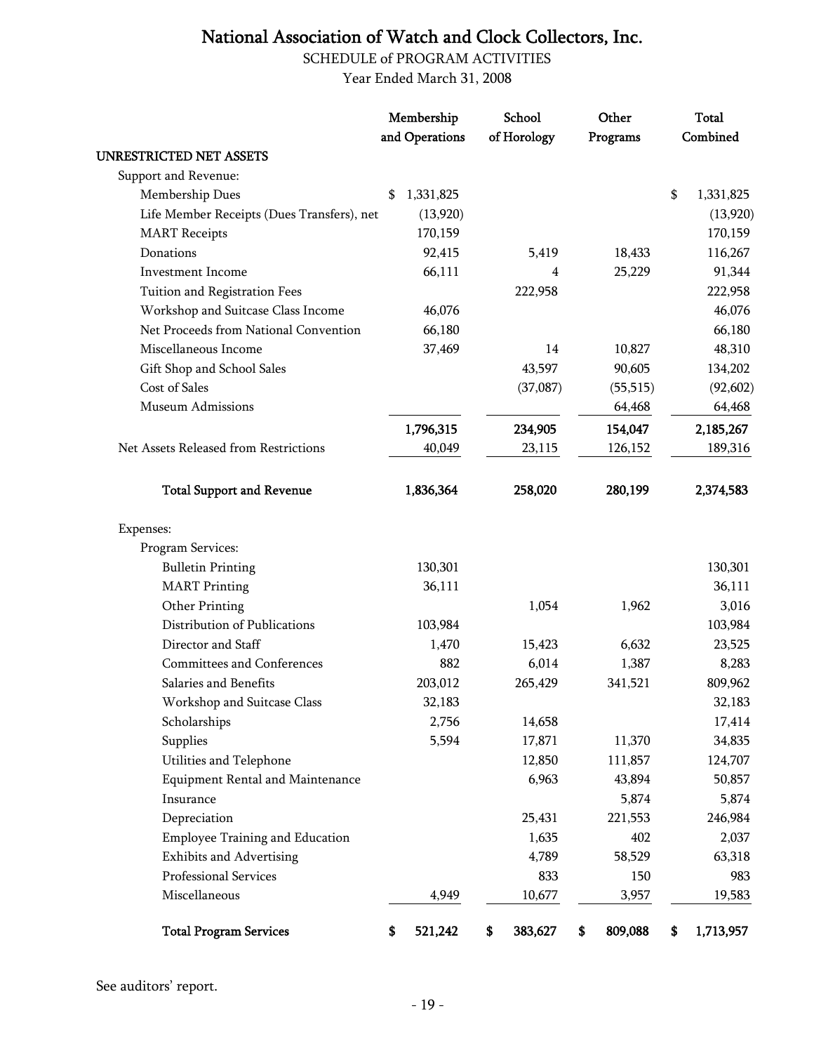# National Association of Watch and Clock Collectors, Inc.

SCHEDULE of PROGRAM ACTIVITIES

Year Ended March 31, 2008

| | Membership and Operations | School of Horology | Other Programs | Total Combined |
|---|---|---|---|---|
| **UNRESTRICTED NET ASSETS** | | | | |
| Support and Revenue: | | | | |
| Membership Dues | $ 1,331,825 | | | $ 1,331,825 |
| Life Member Receipts (Dues Transfers), net | (13,920) | | | (13,920) |
| MART Receipts | 170,159 | | | 170,159 |
| Donations | 92,415 | 5,419 | 18,433 | 116,267 |
| Investment Income | 66,111 | 4 | 25,229 | 91,344 |
| Tuition and Registration Fees | | 222,958 | | 222,958 |
| Workshop and Suitcase Class Income | 46,076 | | | 46,076 |
| Net Proceeds from National Convention | 66,180 | | | 66,180 |
| Miscellaneous Income | 37,469 | 14 | 10,827 | 48,310 |
| Gift Shop and School Sales | | 43,597 | 90,605 | 134,202 |
| Cost of Sales | | (37,087) | (55,515) | (92,602) |
| Museum Admissions | | | 64,468 | 64,468 |
| | 1,796,315 | 234,905 | 154,047 | 2,185,267 |
| Net Assets Released from Restrictions | 40,049 | 23,115 | 126,152 | 189,316 |
| **Total Support and Revenue** | **1,836,364** | **258,020** | **280,199** | **2,374,583** |
| Expenses: | | | | |
| Program Services: | | | | |
| Bulletin Printing | 130,301 | | | 130,301 |
| MART Printing | 36,111 | | | 36,111 |
| Other Printing | | 1,054 | 1,962 | 3,016 |
| Distribution of Publications | 103,984 | | | 103,984 |
| Director and Staff | 1,470 | 15,423 | 6,632 | 23,525 |
| Committees and Conferences | 882 | 6,014 | 1,387 | 8,283 |
| Salaries and Benefits | 203,012 | 265,429 | 341,521 | 809,962 |
| Workshop and Suitcase Class | 32,183 | | | 32,183 |
| Scholarships | 2,756 | 14,658 | | 17,414 |
| Supplies | 5,594 | 17,871 | 11,370 | 34,835 |
| Utilities and Telephone | | 12,850 | 111,857 | 124,707 |
| Equipment Rental and Maintenance | | 6,963 | 43,894 | 50,857 |
| Insurance | | | 5,874 | 5,874 |
| Depreciation | | 25,431 | 221,553 | 246,984 |
| Employee Training and Education | | 1,635 | 402 | 2,037 |
| Exhibits and Advertising | | 4,789 | 58,529 | 63,318 |
| Professional Services | | 833 | 150 | 983 |
| Miscellaneous | 4,949 | 10,677 | 3,957 | 19,583 |
| **Total Program Services** | **$ 521,242** | **$ 383,627** | **$ 809,088** | **$ 1,713,957** |

See auditors' report.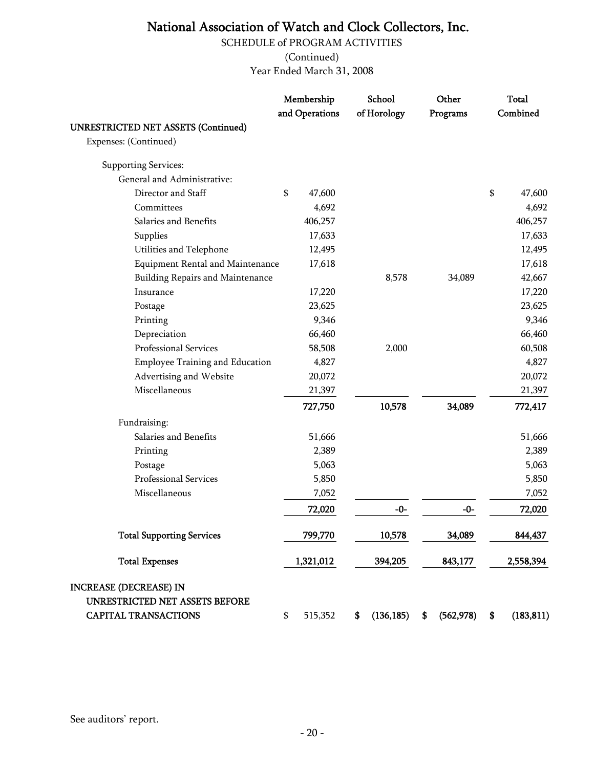# National Association of Watch and Clock Collectors, Inc.

SCHEDULE of PROGRAM ACTIVITIES

(Continued)

Year Ended March 31, 2008

| | Membership and Operations | School of Horology | Other Programs | Total Combined |
|---|---|---|---|---|
| **UNRESTRICTED NET ASSETS (Continued)** | | | | |
| Expenses: (Continued) | | | | |
| Supporting Services: | | | | |
| General and Administrative: | | | | |
| Director and Staff | $ 47,600 | | | $ 47,600 |
| Committees | 4,692 | | | 4,692 |
| Salaries and Benefits | 406,257 | | | 406,257 |
| Supplies | 17,633 | | | 17,633 |
| Utilities and Telephone | 12,495 | | | 12,495 |
| Equipment Rental and Maintenance | 17,618 | | | 17,618 |
| Building Repairs and Maintenance | | 8,578 | 34,089 | 42,667 |
| Insurance | 17,220 | | | 17,220 |
| Postage | 23,625 | | | 23,625 |
| Printing | 9,346 | | | 9,346 |
| Depreciation | 66,460 | | | 66,460 |
| Professional Services | 58,508 | 2,000 | | 60,508 |
| Employee Training and Education | 4,827 | | | 4,827 |
| Advertising and Website | 20,072 | | | 20,072 |
| Miscellaneous | 21,397 | | | 21,397 |
| | **727,750** | **10,578** | **34,089** | **772,417** |
| Fundraising: | | | | |
| Salaries and Benefits | 51,666 | | | 51,666 |
| Printing | 2,389 | | | 2,389 |
| Postage | 5,063 | | | 5,063 |
| Professional Services | 5,850 | | | 5,850 |
| Miscellaneous | 7,052 | | | 7,052 |
| | **72,020** | **-0-** | **-0-** | **72,020** |
| **Total Supporting Services** | **799,770** | **10,578** | **34,089** | **844,437** |
| **Total Expenses** | **1,321,012** | **394,205** | **843,177** | **2,558,394** |
| **INCREASE (DECREASE) IN UNRESTRICTED NET ASSETS BEFORE CAPITAL TRANSACTIONS** | $ 515,352 | **$ (136,185)** | **$ (562,978)** | **$ (183,811)** |

See auditors' report.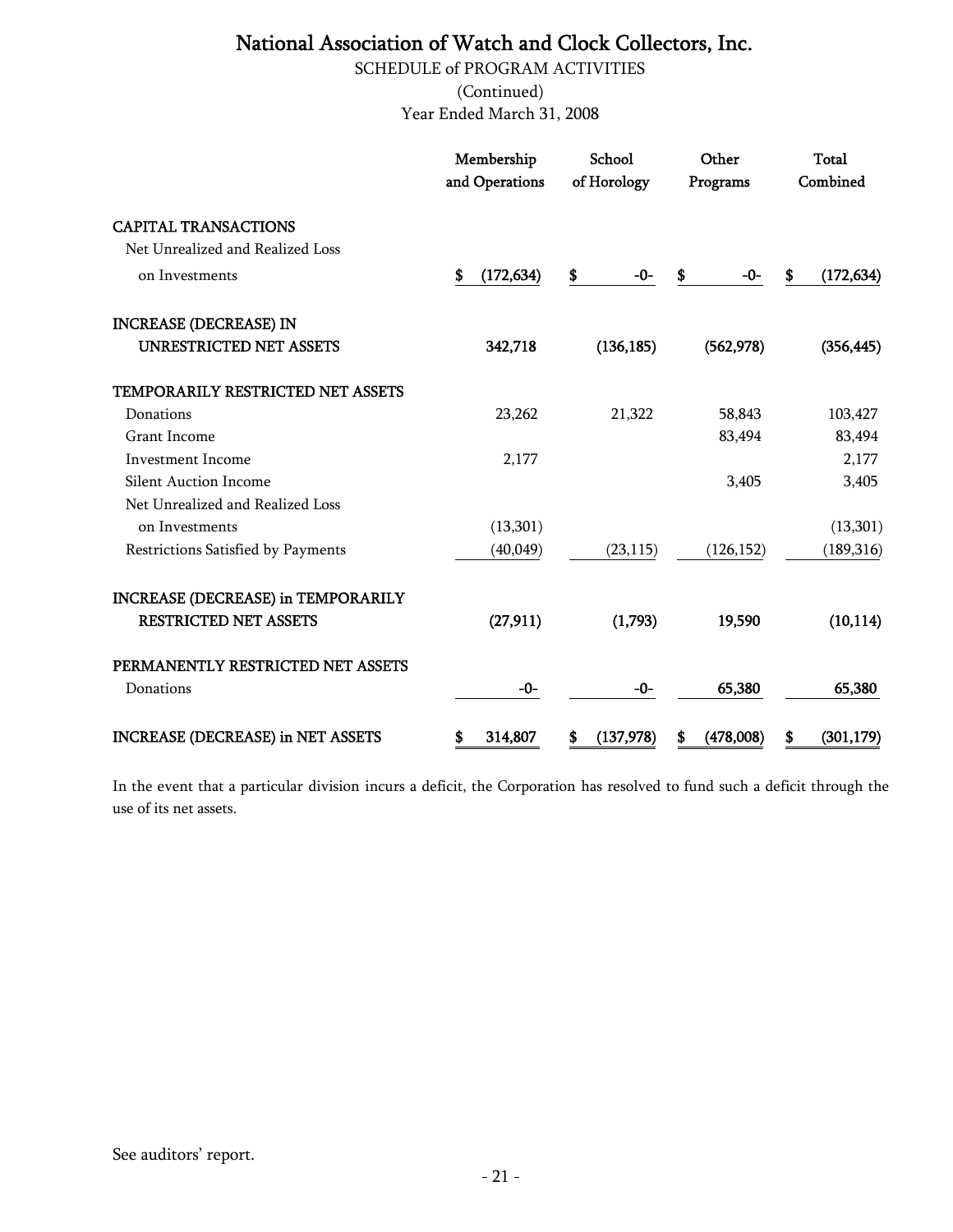# National Association of Watch and Clock Collectors, Inc.

SCHEDULE of PROGRAM ACTIVITIES

(Continued)

Year Ended March 31, 2008

| | Membership and Operations | School of Horology | Other Programs | Total Combined |
|---|---|---|---|---|
| **CAPITAL TRANSACTIONS** | | | | |
| Net Unrealized and Realized Loss on Investments | $ (172,634) | $ -0- | $ -0- | $ (172,634) |
| **INCREASE (DECREASE) IN UNRESTRICTED NET ASSETS** | **342,718** | **(136,185)** | **(562,978)** | **(356,445)** |
| **TEMPORARILY RESTRICTED NET ASSETS** | | | | |
| Donations | 23,262 | 21,322 | 58,843 | 103,427 |
| Grant Income | | | 83,494 | 83,494 |
| Investment Income | 2,177 | | | 2,177 |
| Silent Auction Income | | | 3,405 | 3,405 |
| Net Unrealized and Realized Loss on Investments | (13,301) | | | (13,301) |
| Restrictions Satisfied by Payments | (40,049) | (23,115) | (126,152) | (189,316) |
| **INCREASE (DECREASE) in TEMPORARILY RESTRICTED NET ASSETS** | **(27,911)** | **(1,793)** | **19,590** | **(10,114)** |
| **PERMANENTLY RESTRICTED NET ASSETS** | | | | |
| Donations | **-0-** | **-0-** | **65,380** | **65,380** |
| **INCREASE (DECREASE) in NET ASSETS** | **$ 314,807** | **$ (137,978)** | **$ (478,008)** | **$ (301,179)** |

In the event that a particular division incurs a deficit, the Corporation has resolved to fund such a deficit through the use of its net assets.

See auditors' report.